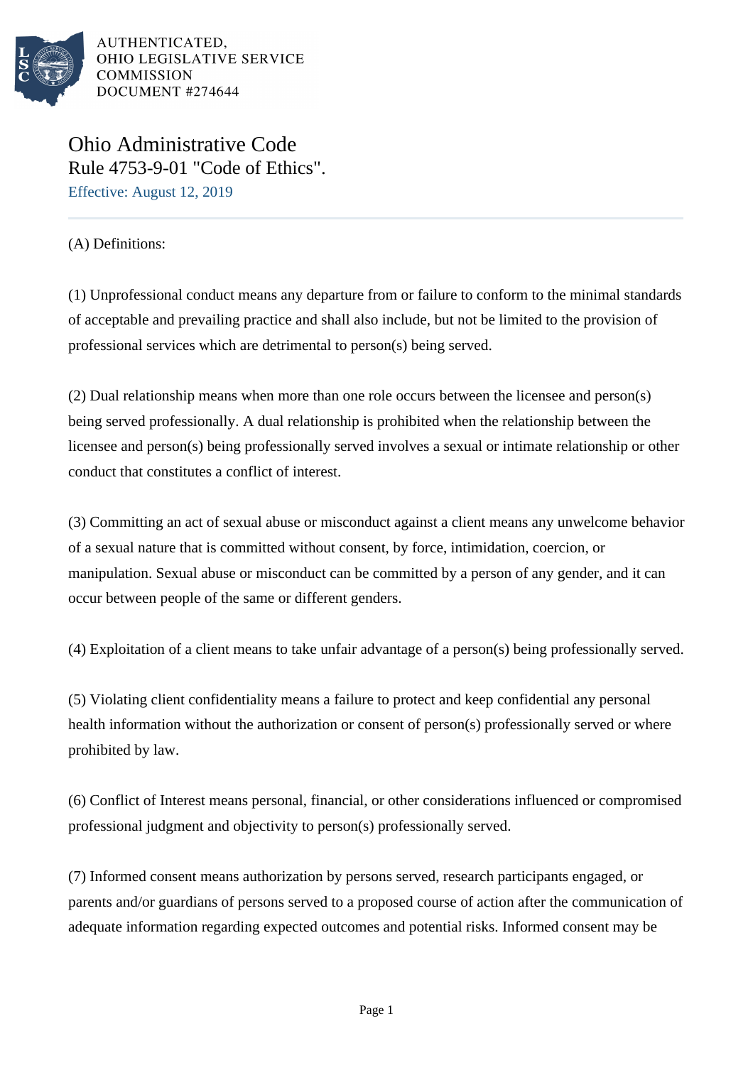# Ohio Administrative Code

## Rule 4753-9-01 "Code of Ethics".

Effective: August 12, 2019

(A) Definitions:

(1) Unprofessional conduct means any departure from or failure to conform to the minimal standards of acceptable and prevailing practice and shall also include, but not be limited to the provision of professional services which are detrimental to person(s) being served.

(2) Dual relationship means when more than one role occurs between the licensee and person(s) being served professionally. A dual relationship is prohibited when the relationship between the licensee and person(s) being professionally served involves a sexual or intimate relationship or other conduct that constitutes a conflict of interest.

(3) Committing an act of sexual abuse or misconduct against a client means any unwelcome behavior of a sexual nature that is committed without consent, by force, intimidation, coercion, or manipulation. Sexual abuse or misconduct can be committed by a person of any gender, and it can occur between people of the same or different genders.

(4) Exploitation of a client means to take unfair advantage of a person(s) being professionally served.

(5) Violating client confidentiality means a failure to protect and keep confidential any personal health information without the authorization or consent of person(s) professionally served or where prohibited by law.

(6) Conflict of Interest means personal, financial, or other considerations influenced or compromised professional judgment and objectivity to person(s) professionally served.

(7) Informed consent means authorization by persons served, research participants engaged, or parents and/or guardians of persons served to a proposed course of action after the communication of adequate information regarding expected outcomes and potential risks. Informed consent may be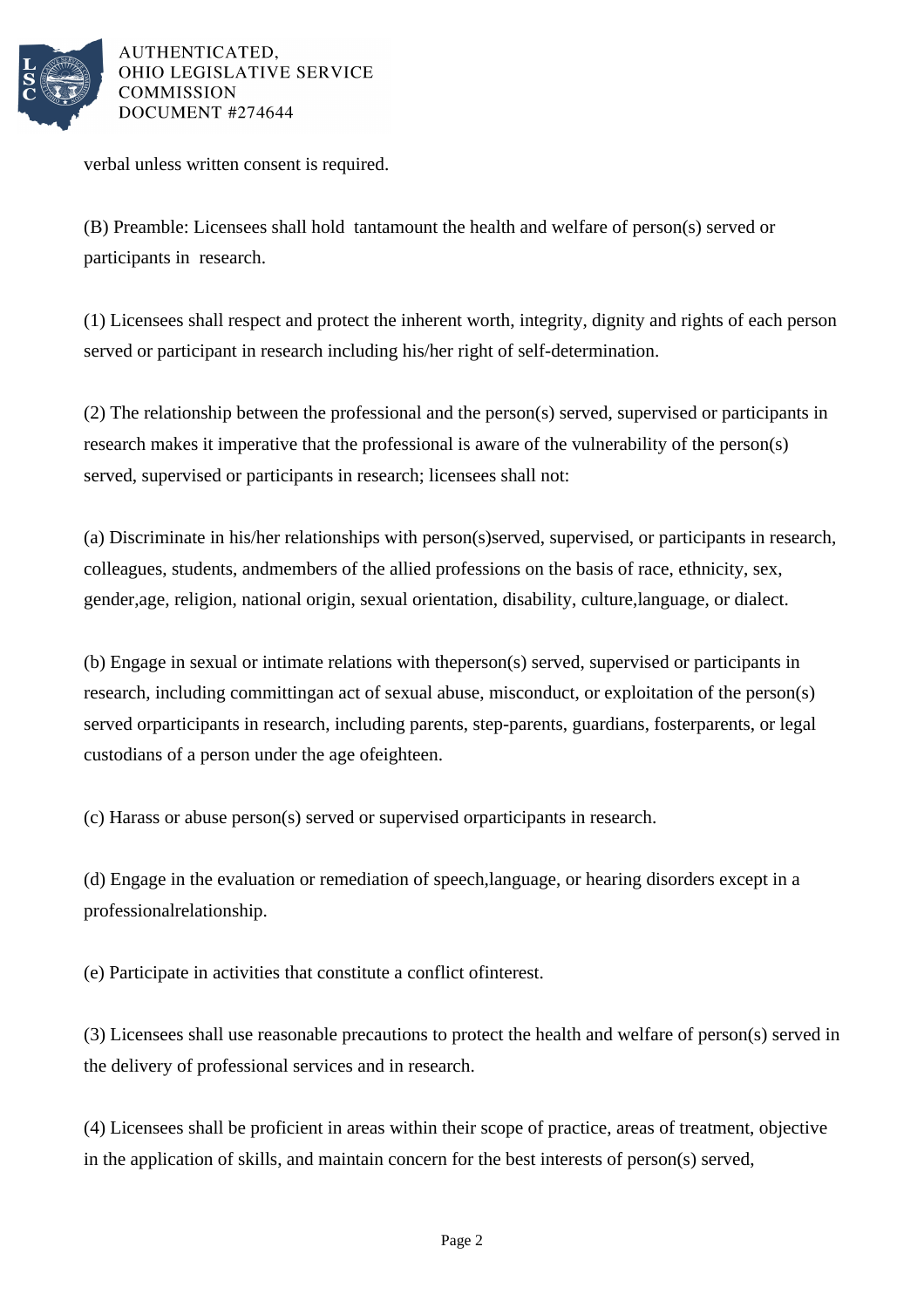verbal unless written consent is required.

(B) Preamble: Licensees shall hold tantamount the health and welfare of person(s) served or participants in research.

(1) Licensees shall respect and protect the inherent worth, integrity, dignity and rights of each person served or participant in research including his/her right of self-determination.

(2) The relationship between the professional and the person(s) served, supervised or participants in research makes it imperative that the professional is aware of the vulnerability of the person(s) served, supervised or participants in research; licensees shall not:

(a) Discriminate in his/her relationships with person(s)served, supervised, or participants in research, colleagues, students, andmembers of the allied professions on the basis of race, ethnicity, sex, gender,age, religion, national origin, sexual orientation, disability, culture,language, or dialect.

(b) Engage in sexual or intimate relations with theperson(s) served, supervised or participants in research, including committingan act of sexual abuse, misconduct, or exploitation of the person(s) served orparticipants in research, including parents, step-parents, guardians, fosterparents, or legal custodians of a person under the age ofeighteen.

(c) Harass or abuse person(s) served or supervised orparticipants in research.

(d) Engage in the evaluation or remediation of speech,language, or hearing disorders except in a professionalrelationship.

(e) Participate in activities that constitute a conflict ofinterest.

(3) Licensees shall use reasonable precautions to protect the health and welfare of person(s) served in the delivery of professional services and in research.

(4) Licensees shall be proficient in areas within their scope of practice, areas of treatment, objective in the application of skills, and maintain concern for the best interests of person(s) served,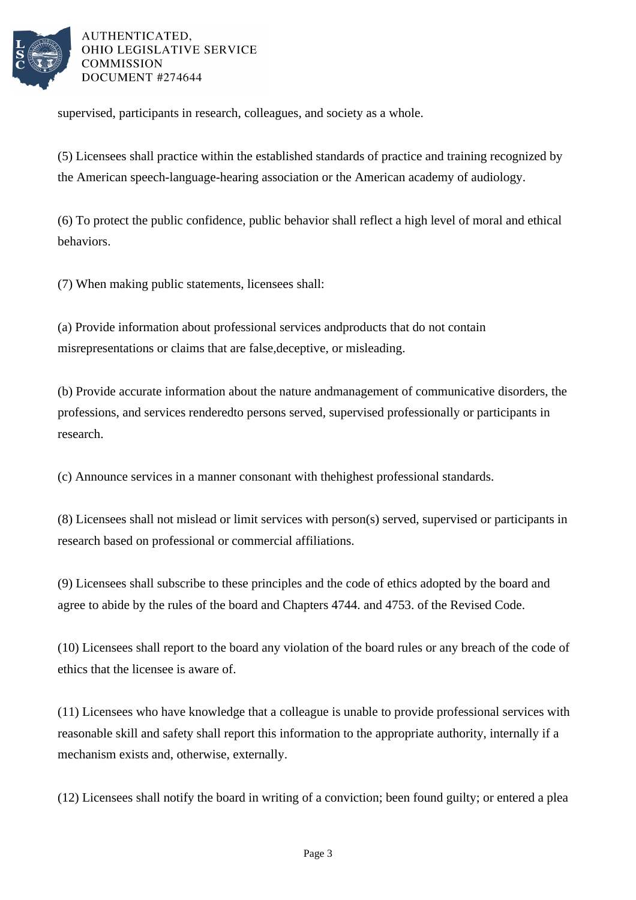supervised, participants in research, colleagues, and society as a whole.

(5) Licensees shall practice within the established standards of practice and training recognized by the American speech-language-hearing association or the American academy of audiology.

(6) To protect the public confidence, public behavior shall reflect a high level of moral and ethical behaviors.

(7) When making public statements, licensees shall:

(a) Provide information about professional services andproducts that do not contain misrepresentations or claims that are false,deceptive, or misleading.

(b) Provide accurate information about the nature andmanagement of communicative disorders, the professions, and services renderedto persons served, supervised professionally or participants in research.

(c) Announce services in a manner consonant with thehighest professional standards.

(8) Licensees shall not mislead or limit services with person(s) served, supervised or participants in research based on professional or commercial affiliations.

(9) Licensees shall subscribe to these principles and the code of ethics adopted by the board and agree to abide by the rules of the board and Chapters 4744. and 4753. of the Revised Code.

(10) Licensees shall report to the board any violation of the board rules or any breach of the code of ethics that the licensee is aware of.

(11) Licensees who have knowledge that a colleague is unable to provide professional services with reasonable skill and safety shall report this information to the appropriate authority, internally if a mechanism exists and, otherwise, externally.

(12) Licensees shall notify the board in writing of a conviction; been found guilty; or entered a plea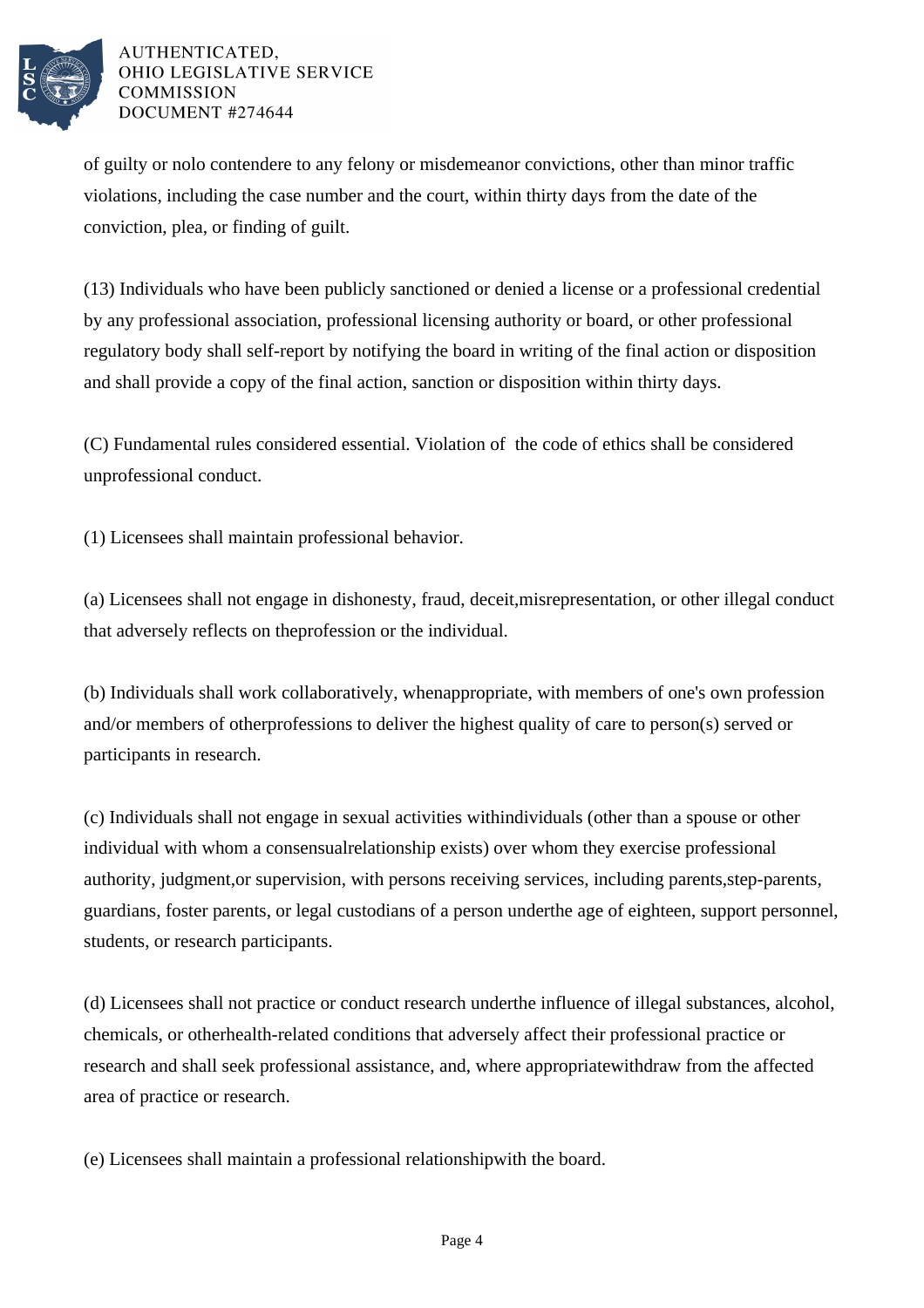of guilty or nolo contendere to any felony or misdemeanor convictions, other than minor traffic violations, including the case number and the court, within thirty days from the date of the conviction, plea, or finding of guilt.

(13) Individuals who have been publicly sanctioned or denied a license or a professional credential by any professional association, professional licensing authority or board, or other professional regulatory body shall self-report by notifying the board in writing of the final action or disposition and shall provide a copy of the final action, sanction or disposition within thirty days.

(C) Fundamental rules considered essential. Violation of the code of ethics shall be considered unprofessional conduct.

(1) Licensees shall maintain professional behavior.

(a) Licensees shall not engage in dishonesty, fraud, deceit,misrepresentation, or other illegal conduct that adversely reflects on theprofession or the individual.

(b) Individuals shall work collaboratively, whenappropriate, with members of one's own profession and/or members of otherprofessions to deliver the highest quality of care to person(s) served or participants in research.

(c) Individuals shall not engage in sexual activities withindividuals (other than a spouse or other individual with whom a consensualrelationship exists) over whom they exercise professional authority, judgment,or supervision, with persons receiving services, including parents,step-parents, guardians, foster parents, or legal custodians of a person underthe age of eighteen, support personnel, students, or research participants.

(d) Licensees shall not practice or conduct research underthe influence of illegal substances, alcohol, chemicals, or otherhealth-related conditions that adversely affect their professional practice or research and shall seek professional assistance, and, where appropriatewithdraw from the affected area of practice or research.

(e) Licensees shall maintain a professional relationshipwith the board.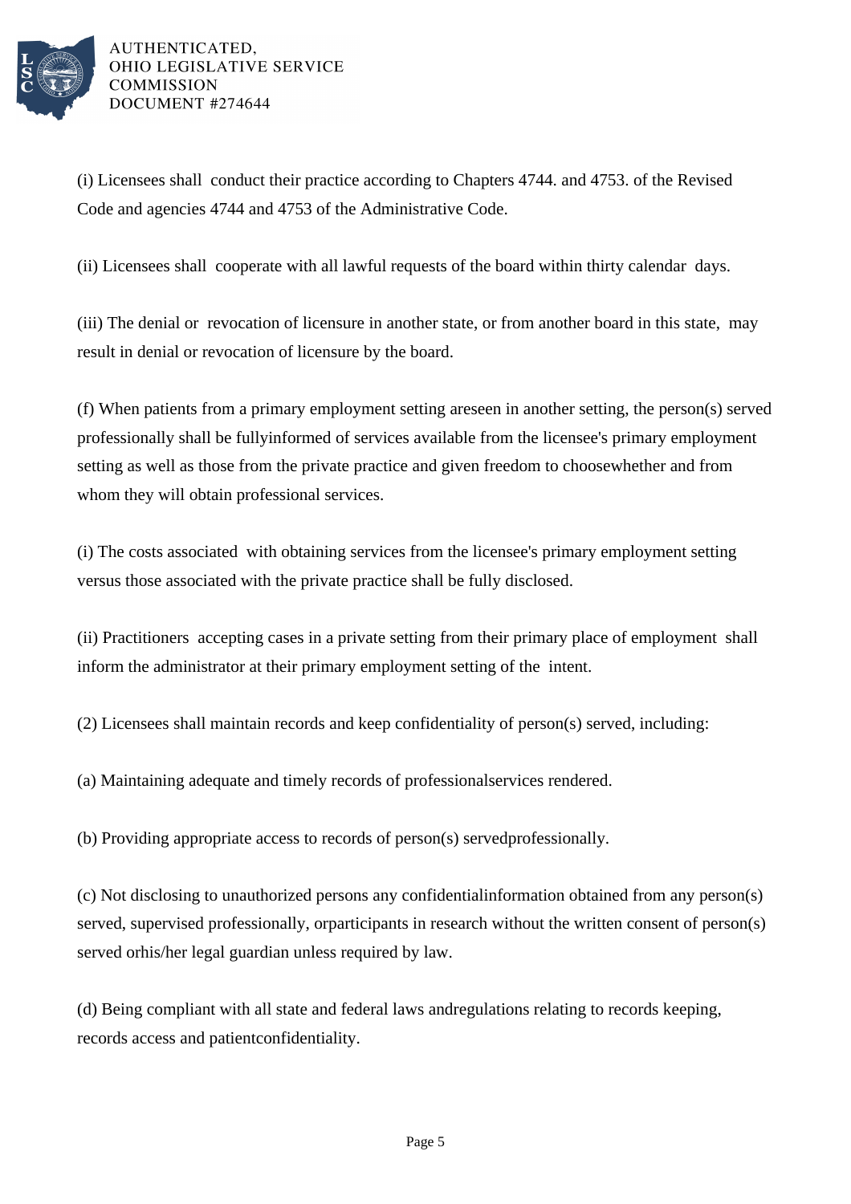(i) Licensees shall conduct their practice according to Chapters 4744. and 4753. of the Revised Code and agencies 4744 and 4753 of the Administrative Code.

(ii) Licensees shall cooperate with all lawful requests of the board within thirty calendar days.

(iii) The denial or revocation of licensure in another state, or from another board in this state, may result in denial or revocation of licensure by the board.

(f) When patients from a primary employment setting areseen in another setting, the person(s) served professionally shall be fullyinformed of services available from the licensee's primary employment setting as well as those from the private practice and given freedom to choosewhether and from whom they will obtain professional services.

(i) The costs associated with obtaining services from the licensee's primary employment setting versus those associated with the private practice shall be fully disclosed.

(ii) Practitioners accepting cases in a private setting from their primary place of employment shall inform the administrator at their primary employment setting of the intent.

(2) Licensees shall maintain records and keep confidentiality of person(s) served, including:

(a) Maintaining adequate and timely records of professionalservices rendered.

(b) Providing appropriate access to records of person(s) servedprofessionally.

(c) Not disclosing to unauthorized persons any confidentialinformation obtained from any person(s) served, supervised professionally, orparticipants in research without the written consent of person(s) served orhis/her legal guardian unless required by law.

(d) Being compliant with all state and federal laws andregulations relating to records keeping, records access and patientconfidentiality.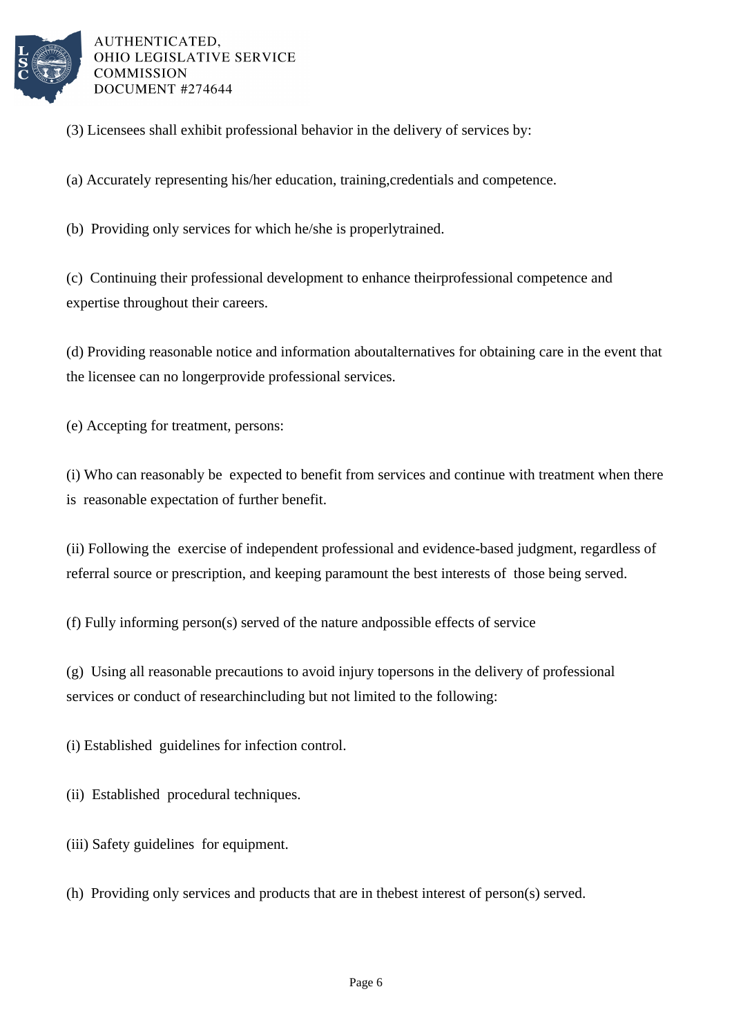(3) Licensees shall exhibit professional behavior in the delivery of services by:

(a) Accurately representing his/her education, training,credentials and competence.

(b) Providing only services for which he/she is properlytrained.

(c) Continuing their professional development to enhance theirprofessional competence and expertise throughout their careers.

(d) Providing reasonable notice and information aboutalternatives for obtaining care in the event that the licensee can no longerprovide professional services.

(e) Accepting for treatment, persons:

(i) Who can reasonably be expected to benefit from services and continue with treatment when there is reasonable expectation of further benefit.

(ii) Following the exercise of independent professional and evidence-based judgment, regardless of referral source or prescription, and keeping paramount the best interests of those being served.

(f) Fully informing person(s) served of the nature andpossible effects of service

(g) Using all reasonable precautions to avoid injury topersons in the delivery of professional services or conduct of researchincluding but not limited to the following:

(i) Established guidelines for infection control.

(ii) Established procedural techniques.

(iii) Safety guidelines for equipment.

(h) Providing only services and products that are in thebest interest of person(s) served.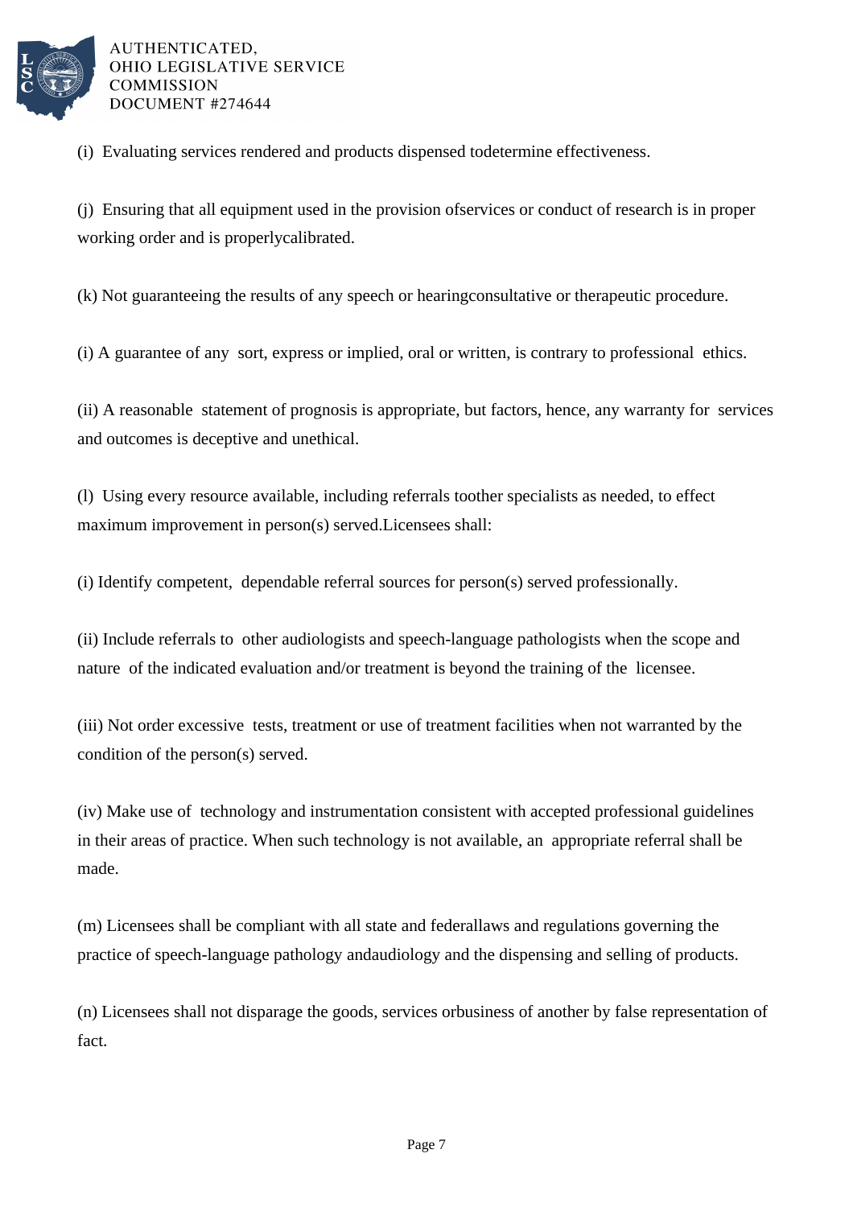(i) Evaluating services rendered and products dispensed todetermine effectiveness.

(j) Ensuring that all equipment used in the provision ofservices or conduct of research is in proper working order and is properlycalibrated.

(k) Not guaranteeing the results of any speech or hearingconsultative or therapeutic procedure.

(i) A guarantee of any sort, express or implied, oral or written, is contrary to professional ethics.

(ii) A reasonable statement of prognosis is appropriate, but factors, hence, any warranty for services and outcomes is deceptive and unethical.

(l) Using every resource available, including referrals toother specialists as needed, to effect maximum improvement in person(s) served.Licensees shall:

(i) Identify competent, dependable referral sources for person(s) served professionally.

(ii) Include referrals to other audiologists and speech-language pathologists when the scope and nature of the indicated evaluation and/or treatment is beyond the training of the licensee.

(iii) Not order excessive tests, treatment or use of treatment facilities when not warranted by the condition of the person(s) served.

(iv) Make use of technology and instrumentation consistent with accepted professional guidelines in their areas of practice. When such technology is not available, an appropriate referral shall be made.

(m) Licensees shall be compliant with all state and federallaws and regulations governing the practice of speech-language pathology andaudiology and the dispensing and selling of products.

(n) Licensees shall not disparage the goods, services orbusiness of another by false representation of fact.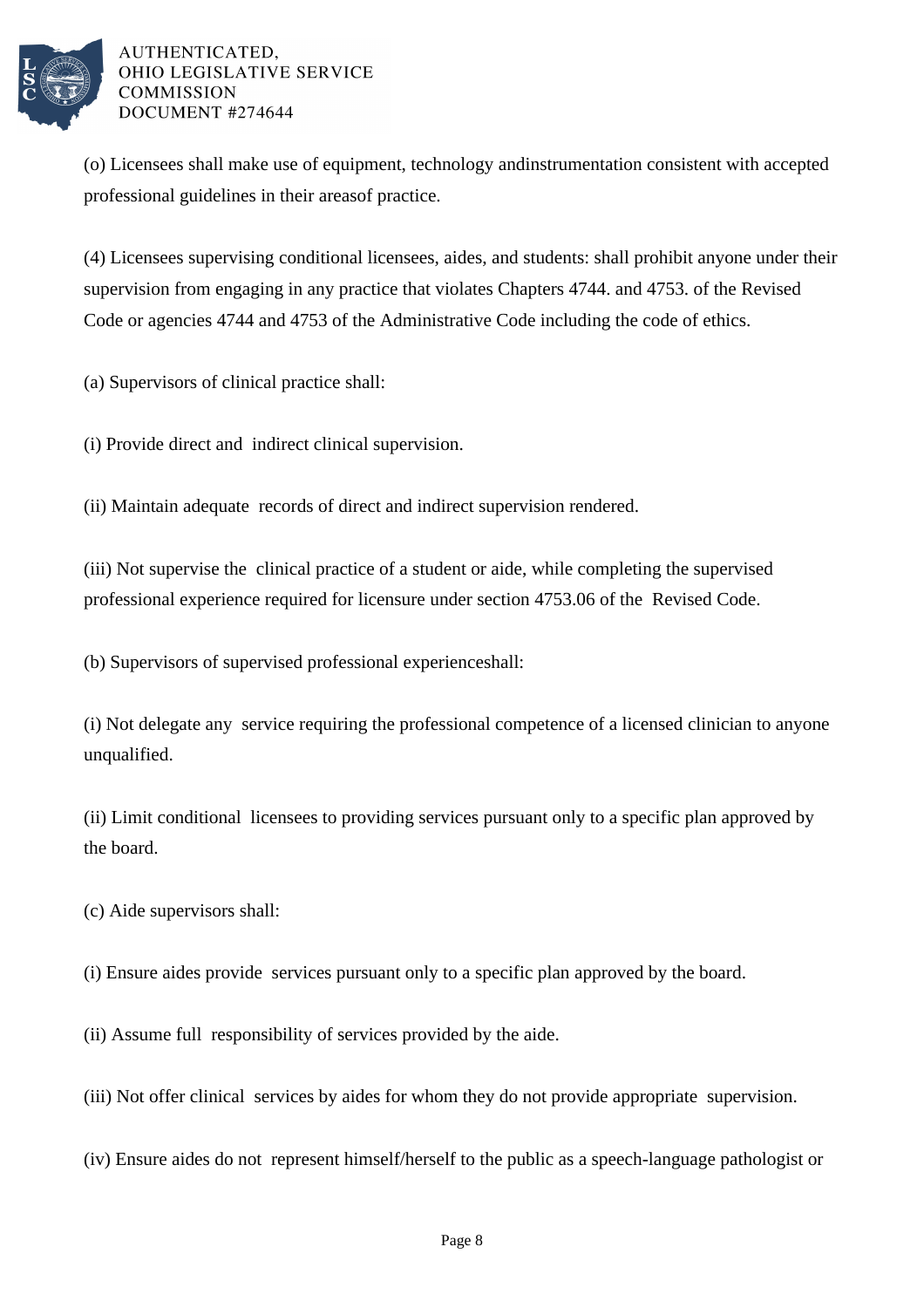(o) Licensees shall make use of equipment, technology andinstrumentation consistent with accepted professional guidelines in their areasof practice.

(4) Licensees supervising conditional licensees, aides, and students: shall prohibit anyone under their supervision from engaging in any practice that violates Chapters 4744. and 4753. of the Revised Code or agencies 4744 and 4753 of the Administrative Code including the code of ethics.

(a) Supervisors of clinical practice shall:

(i) Provide direct and indirect clinical supervision.

(ii) Maintain adequate records of direct and indirect supervision rendered.

(iii) Not supervise the clinical practice of a student or aide, while completing the supervised professional experience required for licensure under section 4753.06 of the Revised Code.

(b) Supervisors of supervised professional experienceshall:

(i) Not delegate any service requiring the professional competence of a licensed clinician to anyone unqualified.

(ii) Limit conditional licensees to providing services pursuant only to a specific plan approved by the board.

(c) Aide supervisors shall:

(i) Ensure aides provide services pursuant only to a specific plan approved by the board.

(ii) Assume full responsibility of services provided by the aide.

(iii) Not offer clinical services by aides for whom they do not provide appropriate supervision.

(iv) Ensure aides do not represent himself/herself to the public as a speech-language pathologist or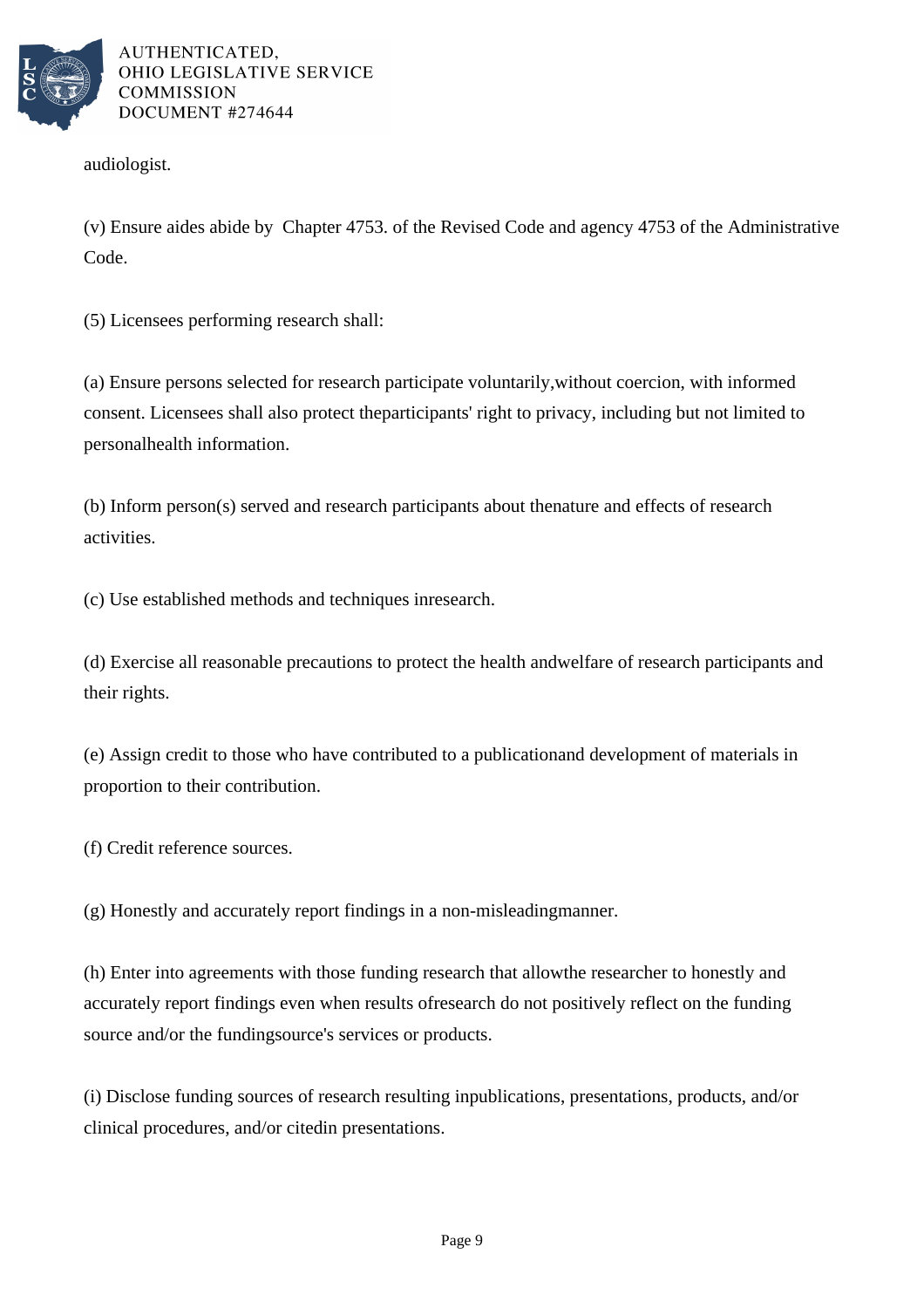audiologist.

(v) Ensure aides abide by Chapter 4753. of the Revised Code and agency 4753 of the Administrative Code.

(5) Licensees performing research shall:

(a) Ensure persons selected for research participate voluntarily,without coercion, with informed consent. Licensees shall also protect theparticipants' right to privacy, including but not limited to personalhealth information.

(b) Inform person(s) served and research participants about thenature and effects of research activities.

(c) Use established methods and techniques inresearch.

(d) Exercise all reasonable precautions to protect the health andwelfare of research participants and their rights.

(e) Assign credit to those who have contributed to a publicationand development of materials in proportion to their contribution.

(f) Credit reference sources.

(g) Honestly and accurately report findings in a non-misleadingmanner.

(h) Enter into agreements with those funding research that allowthe researcher to honestly and accurately report findings even when results ofresearch do not positively reflect on the funding source and/or the fundingsource's services or products.

(i) Disclose funding sources of research resulting inpublications, presentations, products, and/or clinical procedures, and/or citedin presentations.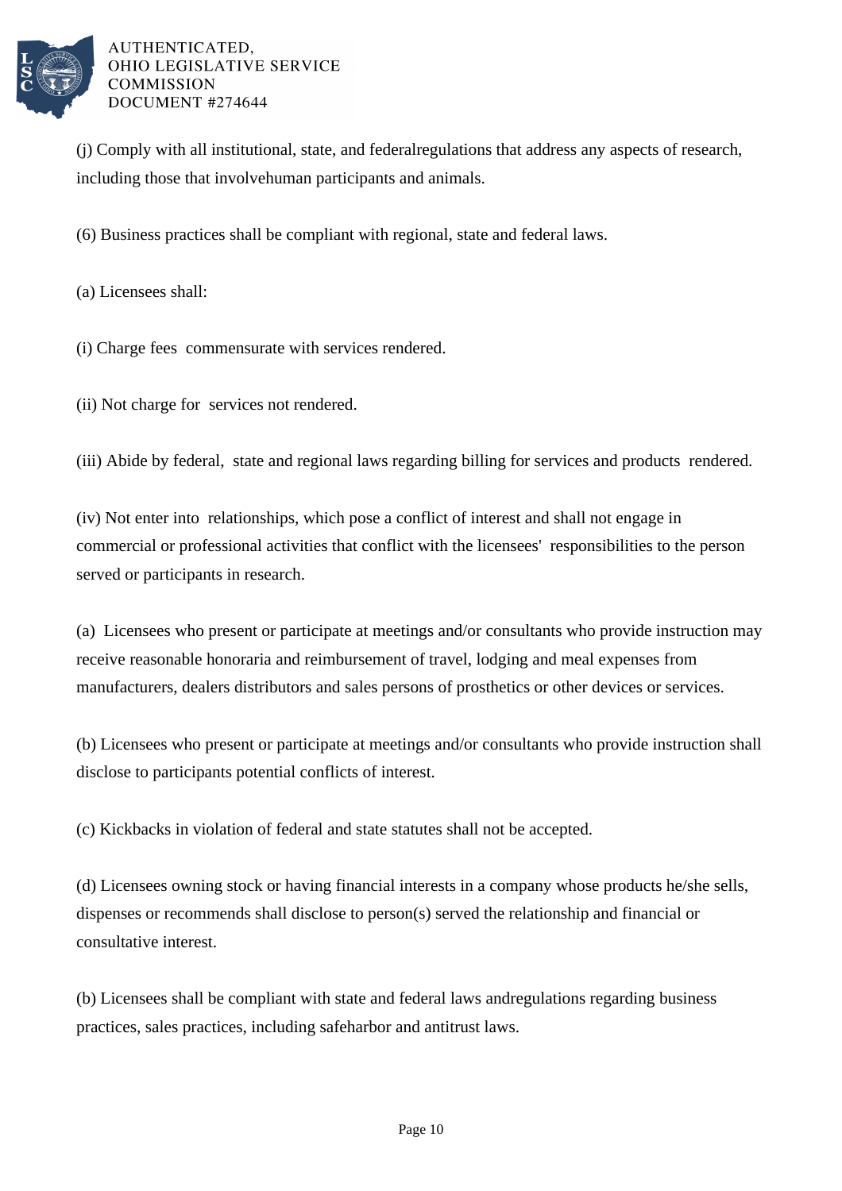(j) Comply with all institutional, state, and federalregulations that address any aspects of research, including those that involvehuman participants and animals.

(6) Business practices shall be compliant with regional, state and federal laws.

(a) Licensees shall:

(i) Charge fees commensurate with services rendered.

(ii) Not charge for services not rendered.

(iii) Abide by federal, state and regional laws regarding billing for services and products rendered.

(iv) Not enter into relationships, which pose a conflict of interest and shall not engage in commercial or professional activities that conflict with the licensees' responsibilities to the person served or participants in research.

(a) Licensees who present or participate at meetings and/or consultants who provide instruction may receive reasonable honoraria and reimbursement of travel, lodging and meal expenses from manufacturers, dealers distributors and sales persons of prosthetics or other devices or services.

(b) Licensees who present or participate at meetings and/or consultants who provide instruction shall disclose to participants potential conflicts of interest.

(c) Kickbacks in violation of federal and state statutes shall not be accepted.

(d) Licensees owning stock or having financial interests in a company whose products he/she sells, dispenses or recommends shall disclose to person(s) served the relationship and financial or consultative interest.

(b) Licensees shall be compliant with state and federal laws andregulations regarding business practices, sales practices, including safeharbor and antitrust laws.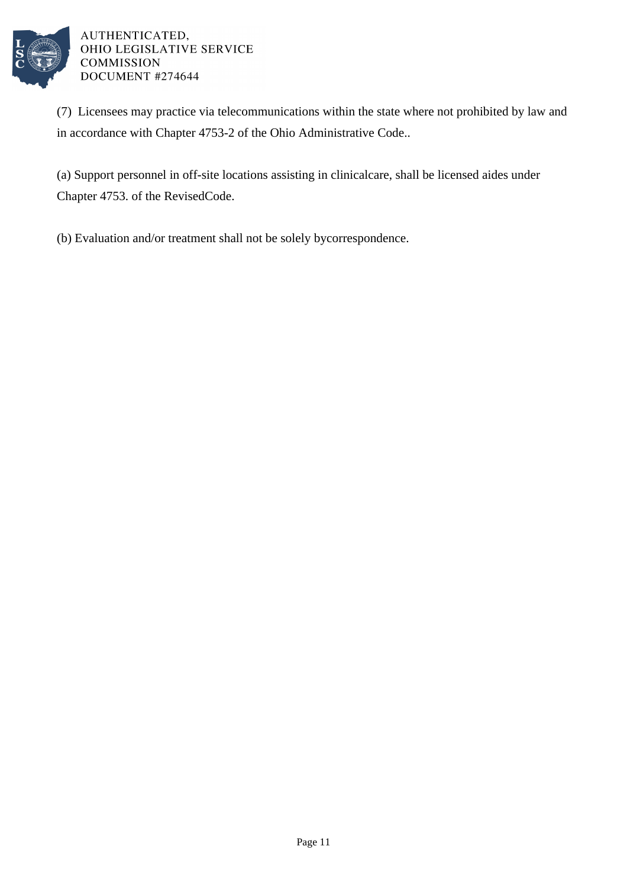(7) Licensees may practice via telecommunications within the state where not prohibited by law and in accordance with Chapter 4753-2 of the Ohio Administrative Code..

(a) Support personnel in off-site locations assisting in clinicalcare, shall be licensed aides under Chapter 4753. of the RevisedCode.

(b) Evaluation and/or treatment shall not be solely bycorrespondence.